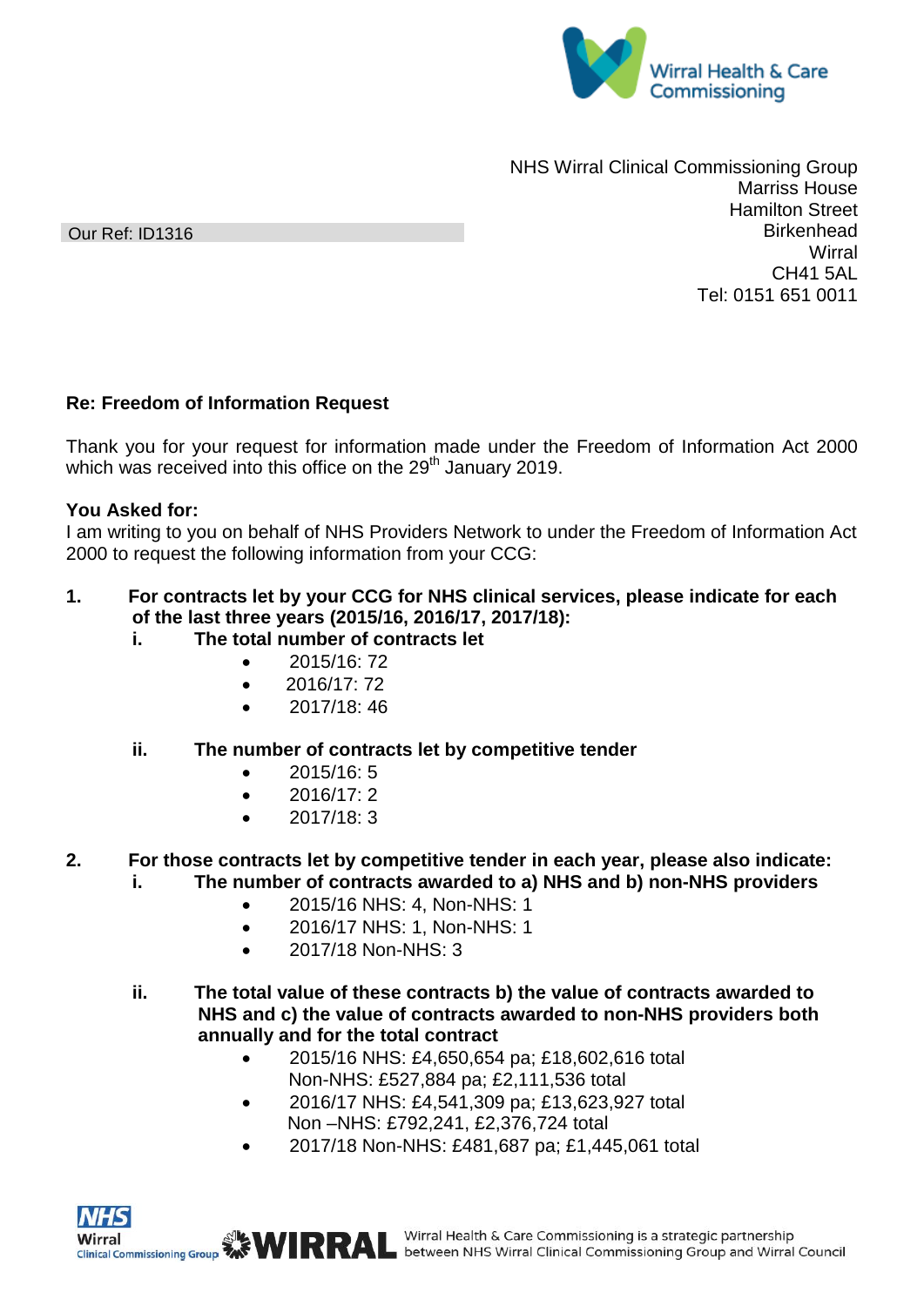NHS Wirral Clinical Commissioning Group
Marriss House
Hamilton Street
Birkenhead
Wirral
CH41 5AL
Tel: 0151 651 0011

Our Ref: ID1316

**Re: Freedom of Information Request**

Thank you for your request for information made under the Freedom of Information Act 2000 which was received into this office on the 29th January 2019.

**You Asked for:**
I am writing to you on behalf of NHS Providers Network to under the Freedom of Information Act 2000 to request the following information from your CCG:

1. **For contracts let by your CCG for NHS clinical services, please indicate for each of the last three years (2015/16, 2016/17, 2017/18):**
   - i. **The total number of contracts let**
     - 2015/16: 72
     - 2016/17: 72
     - 2017/18: 46
   - ii. **The number of contracts let by competitive tender**
     - 2015/16: 5
     - 2016/17: 2
     - 2017/18: 3

2. **For those contracts let by competitive tender in each year, please also indicate:**
   - i. **The number of contracts awarded to a) NHS and b) non-NHS providers**
     - 2015/16 NHS: 4, Non-NHS: 1
     - 2016/17 NHS: 1, Non-NHS: 1
     - 2017/18 Non-NHS: 3
   - ii. **The total value of these contracts b) the value of contracts awarded to NHS and c) the value of contracts awarded to non-NHS providers both annually and for the total contract**
     - 2015/16 NHS: £4,650,654 pa; £18,602,616 total
       Non-NHS: £527,884 pa; £2,111,536 total
     - 2016/17 NHS: £4,541,309 pa; £13,623,927 total
       Non –NHS: £792,241, £2,376,724 total
     - 2017/18 Non-NHS: £481,687 pa; £1,445,061 total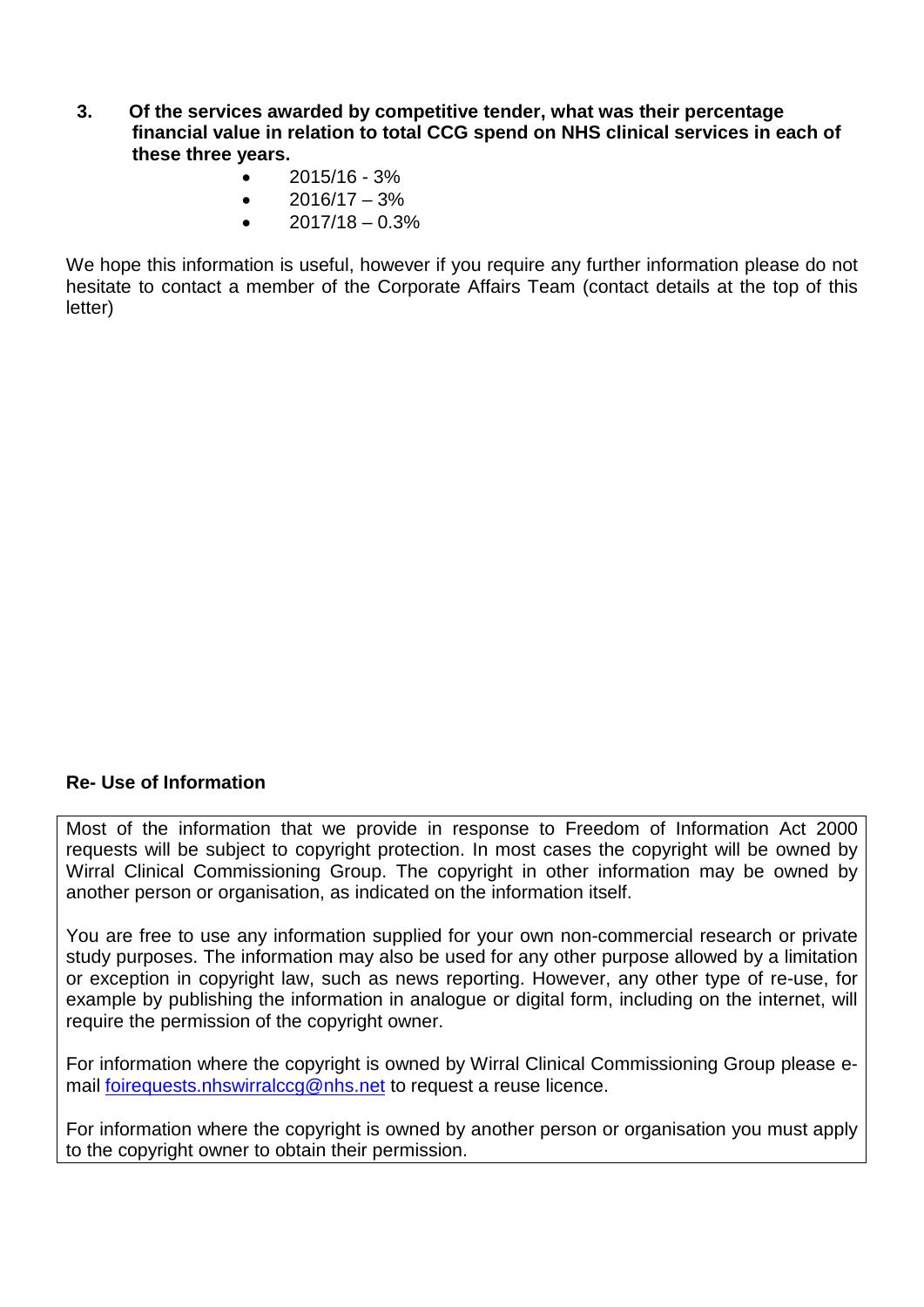**3. Of the services awarded by competitive tender, what was their percentage financial value in relation to total CCG spend on NHS clinical services in each of these three years.**

- 2015/16 - 3%
- 2016/17 – 3%
- 2017/18 – 0.3%

We hope this information is useful, however if you require any further information please do not hesitate to contact a member of the Corporate Affairs Team (contact details at the top of this letter)

**Re- Use of Information**

Most of the information that we provide in response to Freedom of Information Act 2000 requests will be subject to copyright protection. In most cases the copyright will be owned by Wirral Clinical Commissioning Group. The copyright in other information may be owned by another person or organisation, as indicated on the information itself.

You are free to use any information supplied for your own non-commercial research or private study purposes. The information may also be used for any other purpose allowed by a limitation or exception in copyright law, such as news reporting. However, any other type of re-use, for example by publishing the information in analogue or digital form, including on the internet, will require the permission of the copyright owner.

For information where the copyright is owned by Wirral Clinical Commissioning Group please e-mail foirequests.nhswirralccg@nhs.net to request a reuse licence.

For information where the copyright is owned by another person or organisation you must apply to the copyright owner to obtain their permission.